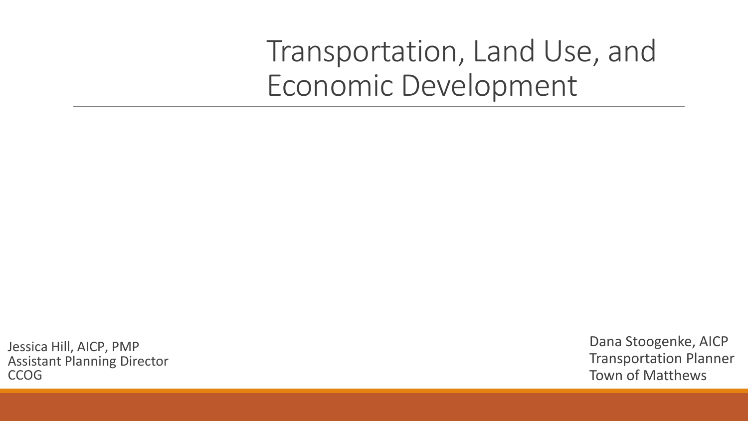# Transportation, Land Use, and Economic Development

Jessica Hill, AICP, PMP
Assistant Planning Director
CCOG

Dana Stoogenke, AICP
Transportation Planner
Town of Matthews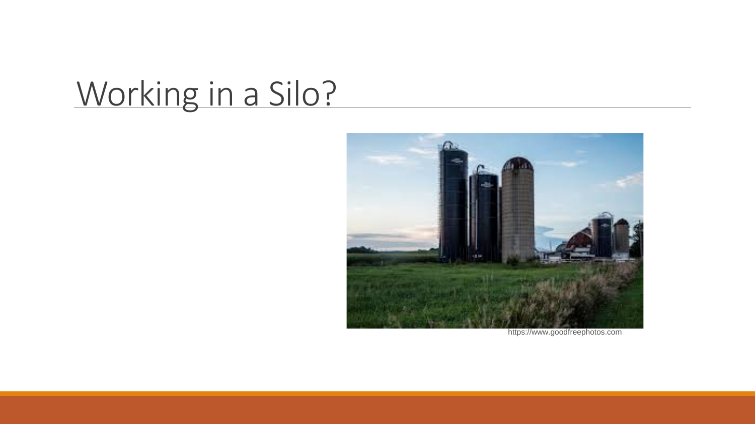# Working in a Silo?

https://www.goodfreephotos.com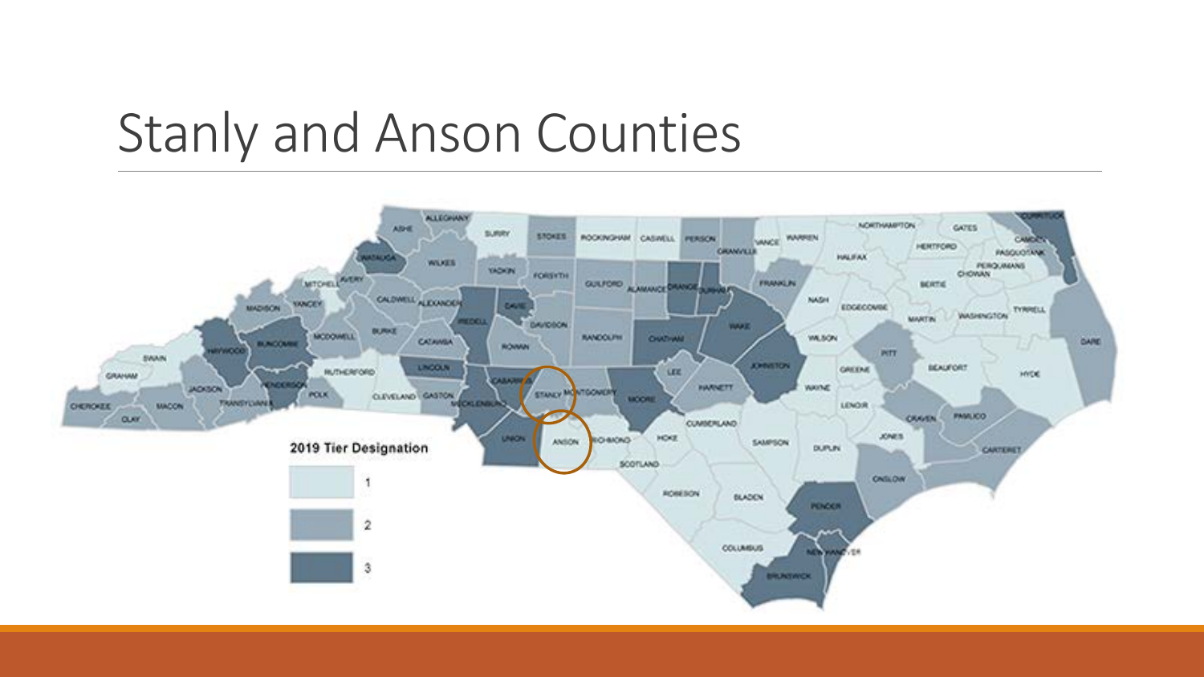# Stanly and Anson Counties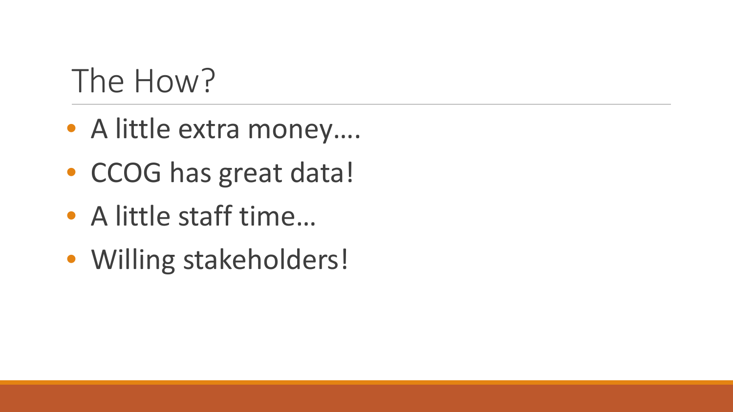# The How?

- A little extra money….
- CCOG has great data!
- A little staff time…
- Willing stakeholders!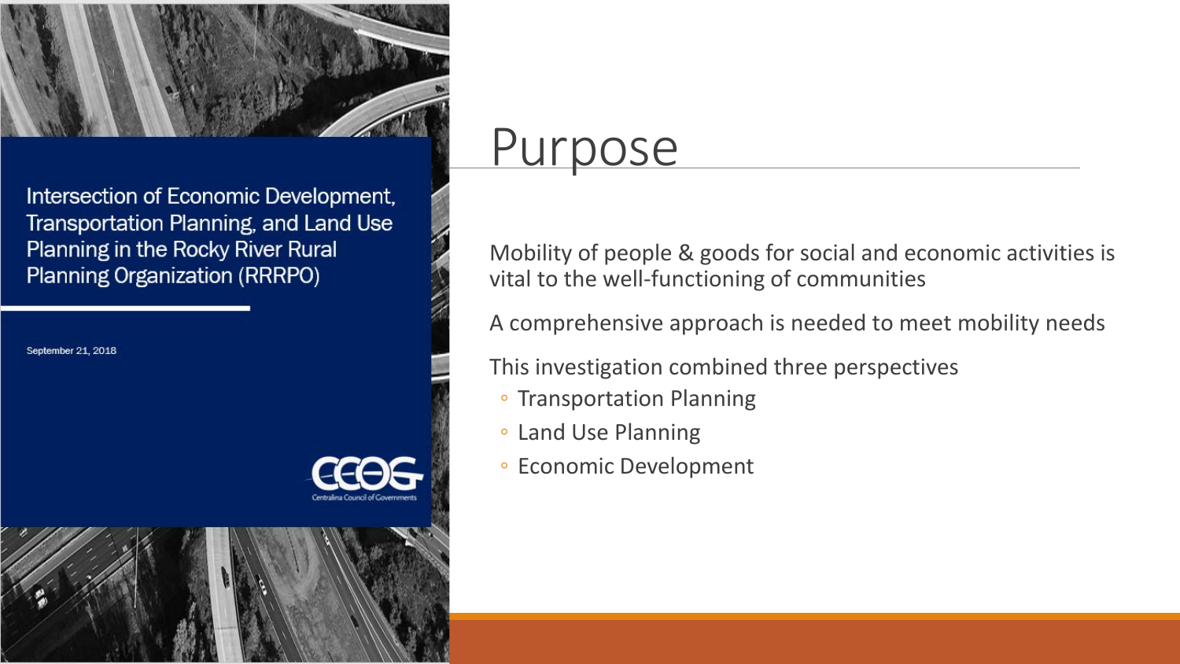Intersection of Economic Development, Transportation Planning, and Land Use Planning in the Rocky River Rural Planning Organization (RRRPO)

September 21, 2018

CCOG
Centralina Council of Governments

# Purpose

Mobility of people & goods for social and economic activities is vital to the well-functioning of communities

A comprehensive approach is needed to meet mobility needs

This investigation combined three perspectives

- Transportation Planning
- Land Use Planning
- Economic Development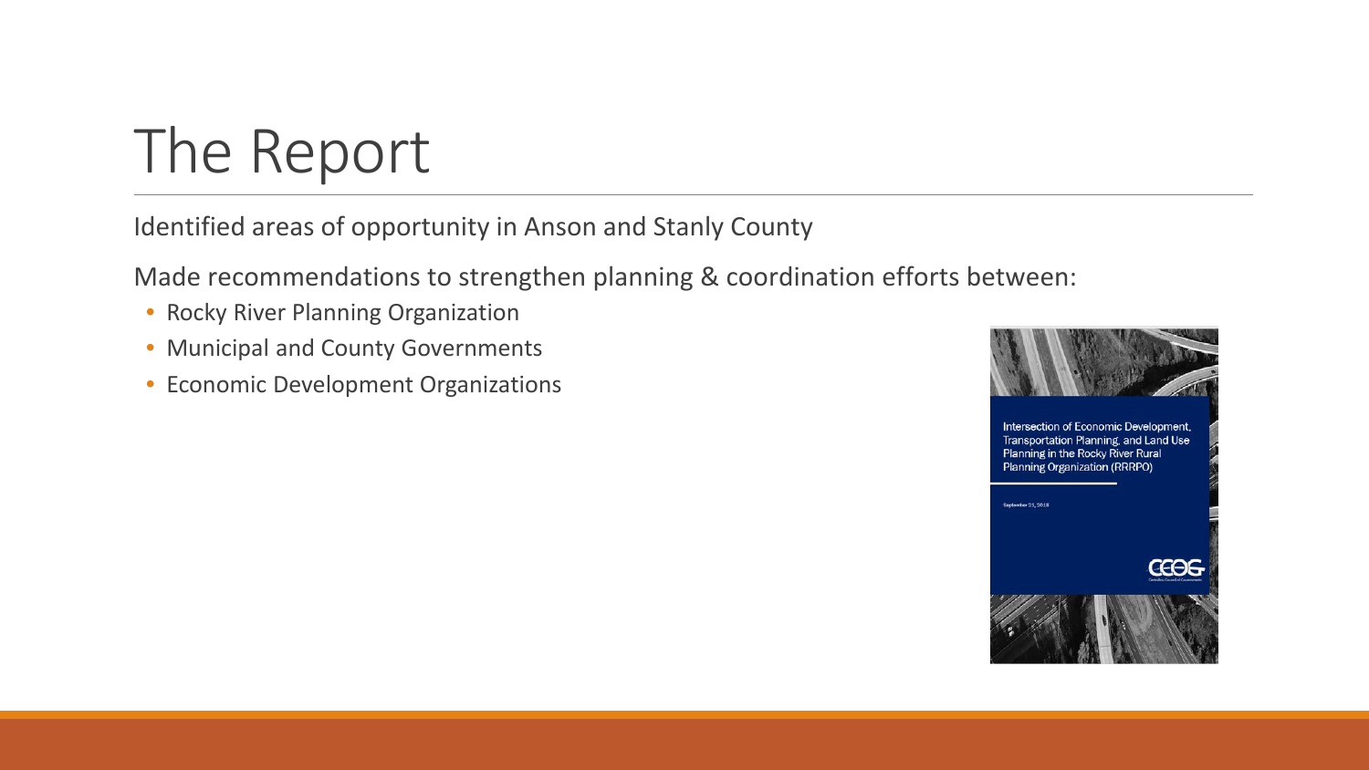# The Report

Identified areas of opportunity in Anson and Stanly County

Made recommendations to strengthen planning & coordination efforts between:

- Rocky River Planning Organization
- Municipal and County Governments
- Economic Development Organizations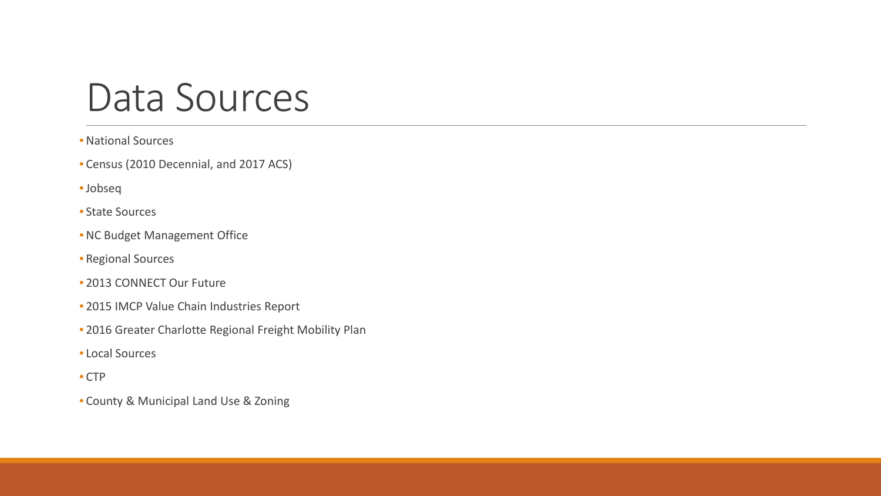# Data Sources

- National Sources
- Census (2010 Decennial, and 2017 ACS)
- Jobseq
- State Sources
- NC Budget Management Office
- Regional Sources
- 2013 CONNECT Our Future
- 2015 IMCP Value Chain Industries Report
- 2016 Greater Charlotte Regional Freight Mobility Plan
- Local Sources
- CTP
- County & Municipal Land Use & Zoning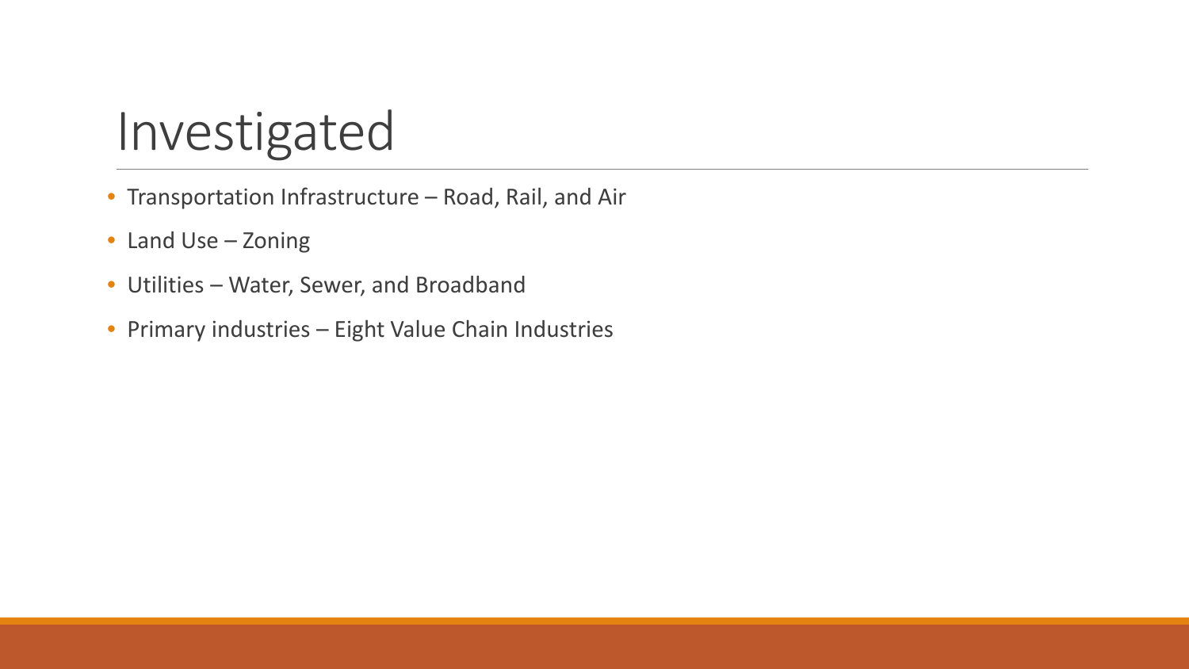# Investigated

- Transportation Infrastructure – Road, Rail, and Air
- Land Use – Zoning
- Utilities – Water, Sewer, and Broadband
- Primary industries – Eight Value Chain Industries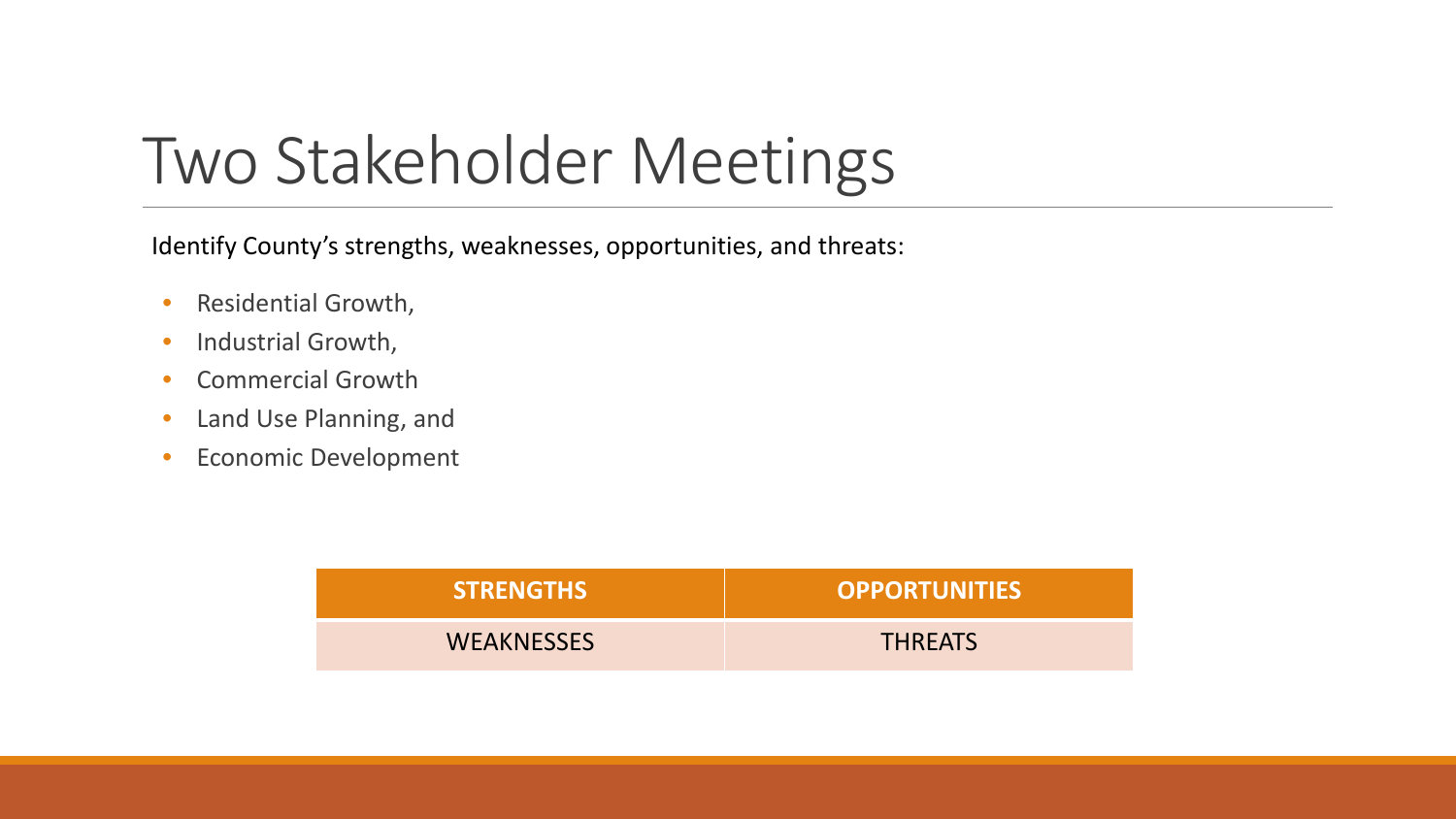# Two Stakeholder Meetings

Identify County's strengths, weaknesses, opportunities, and threats:

- Residential Growth,
- Industrial Growth,
- Commercial Growth
- Land Use Planning, and
- Economic Development

| STRENGTHS | OPPORTUNITIES |
|---|---|
| WEAKNESSES | THREATS |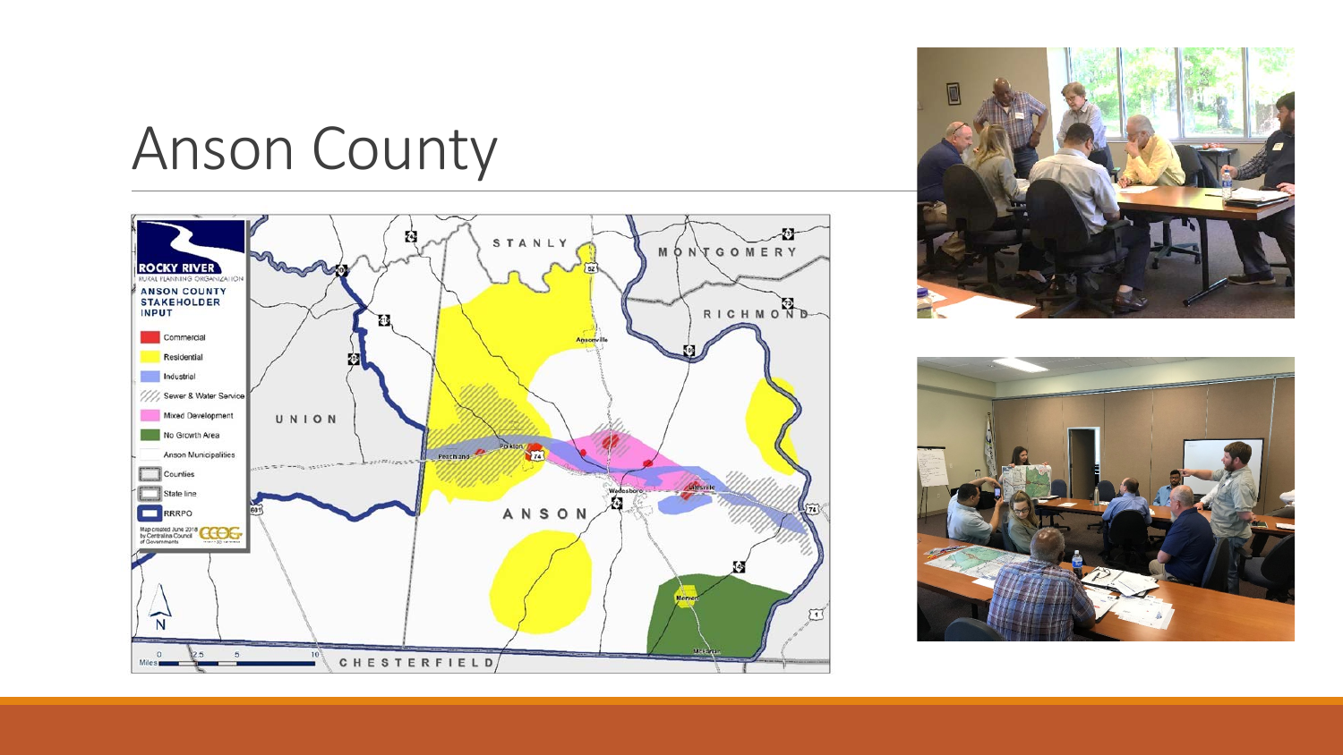# Anson County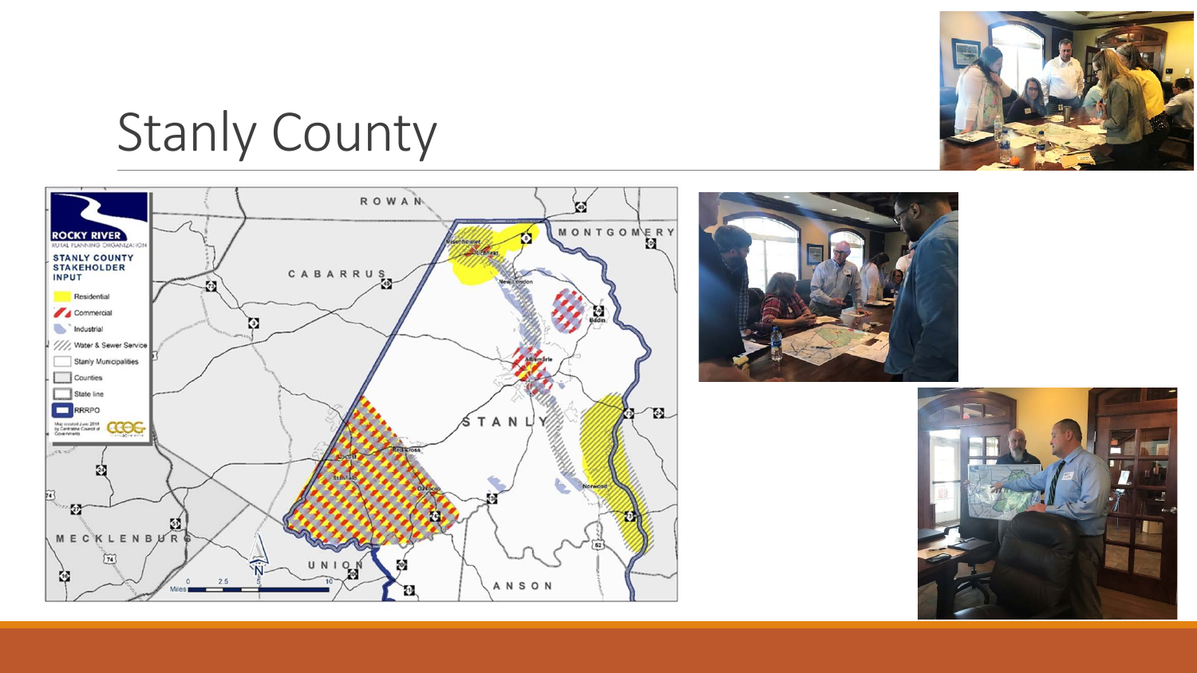# Stanly County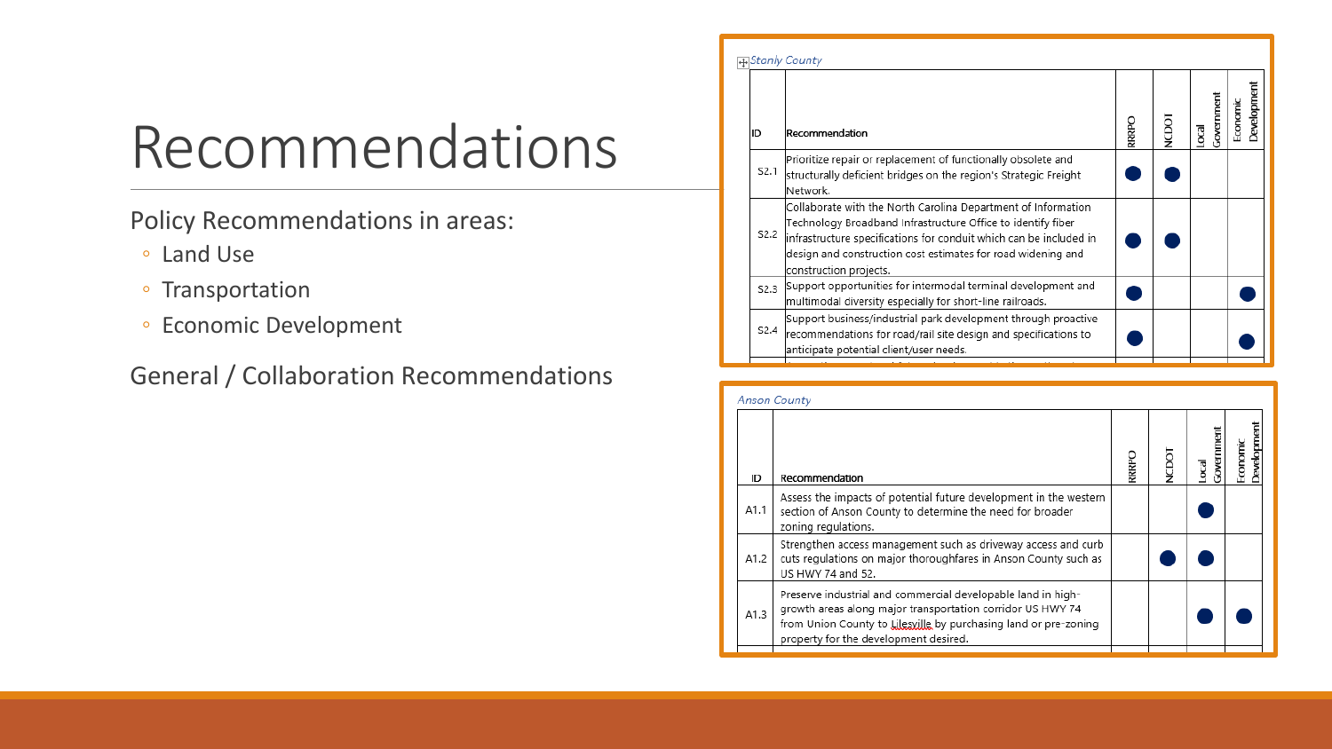# Recommendations

Policy Recommendations in areas:

- Land Use
- Transportation
- Economic Development

General / Collaboration Recommendations

*Stanly County*

| ID | Recommendation | RRRPO | NCDOT | Local Government | Economic Development |
|---|---|---|---|---|---|
| S2.1 | Prioritize repair or replacement of functionally obsolete and structurally deficient bridges on the region's Strategic Freight Network. | ● | ● | | |
| S2.2 | Collaborate with the North Carolina Department of Information Technology Broadband Infrastructure Office to identify fiber infrastructure specifications for conduit which can be included in design and construction cost estimates for road widening and construction projects. | ● | ● | | |
| S2.3 | Support opportunities for intermodal terminal development and multimodal diversity especially for short-line railroads. | ● | | | ● |
| S2.4 | Support business/industrial park development through proactive recommendations for road/rail site design and specifications to anticipate potential client/user needs. | ● | | | ● |

*Anson County*

| ID | Recommendation | RRRPO | NCDOT | Local Government | Economic Development |
|---|---|---|---|---|---|
| A1.1 | Assess the impacts of potential future development in the western section of Anson County to determine the need for broader zoning regulations. | | | ● | |
| A1.2 | Strengthen access management such as driveway access and curb cuts regulations on major thoroughfares in Anson County such as US HWY 74 and 52. | | ● | ● | |
| A1.3 | Preserve industrial and commercial developable land in high-growth areas along major transportation corridor US HWY 74 from Union County to Lilesville by purchasing land or pre-zoning property for the development desired. | | | ● | ● |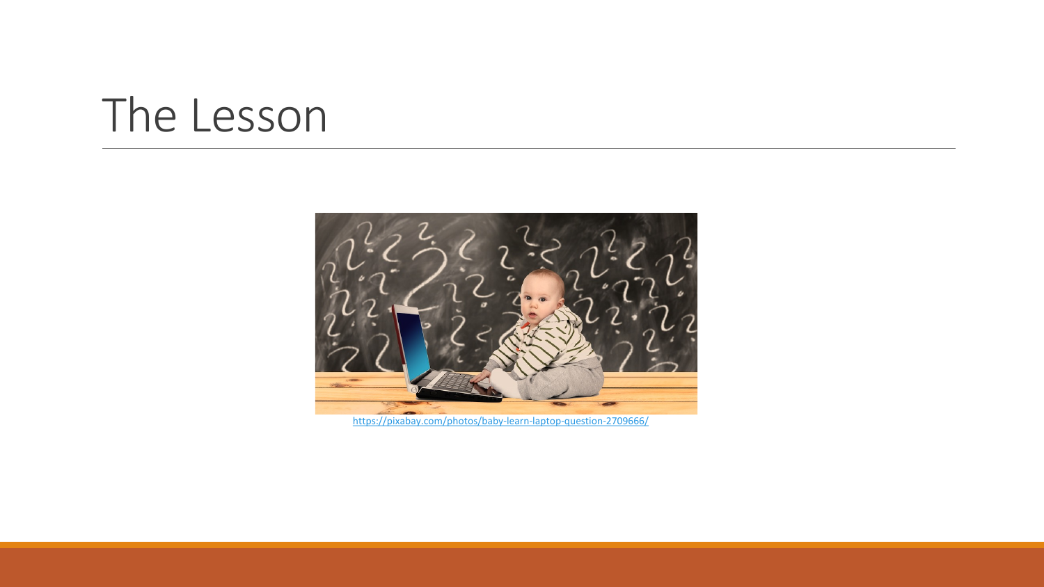# The Lesson

https://pixabay.com/photos/baby-learn-laptop-question-2709666/